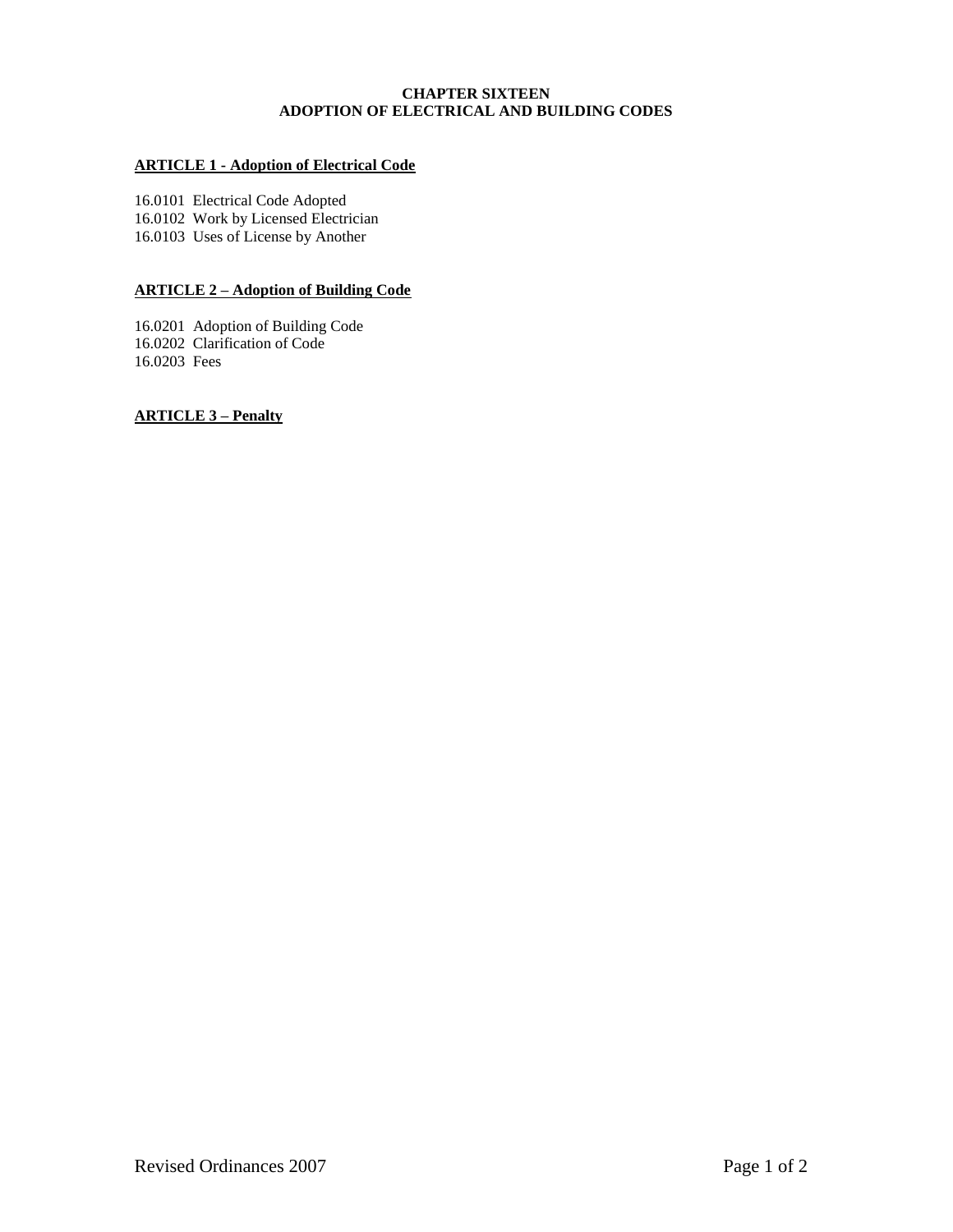# CHAPTER SIXTEEN
# ADOPTION OF ELECTRICAL AND BUILDING CODES

## ARTICLE 1 - Adoption of Electrical Code

16.0101 Electrical Code Adopted
16.0102 Work by Licensed Electrician
16.0103 Uses of License by Another

## ARTICLE 2 – Adoption of Building Code

16.0201 Adoption of Building Code
16.0202 Clarification of Code
16.0203 Fees

## ARTICLE 3 – Penalty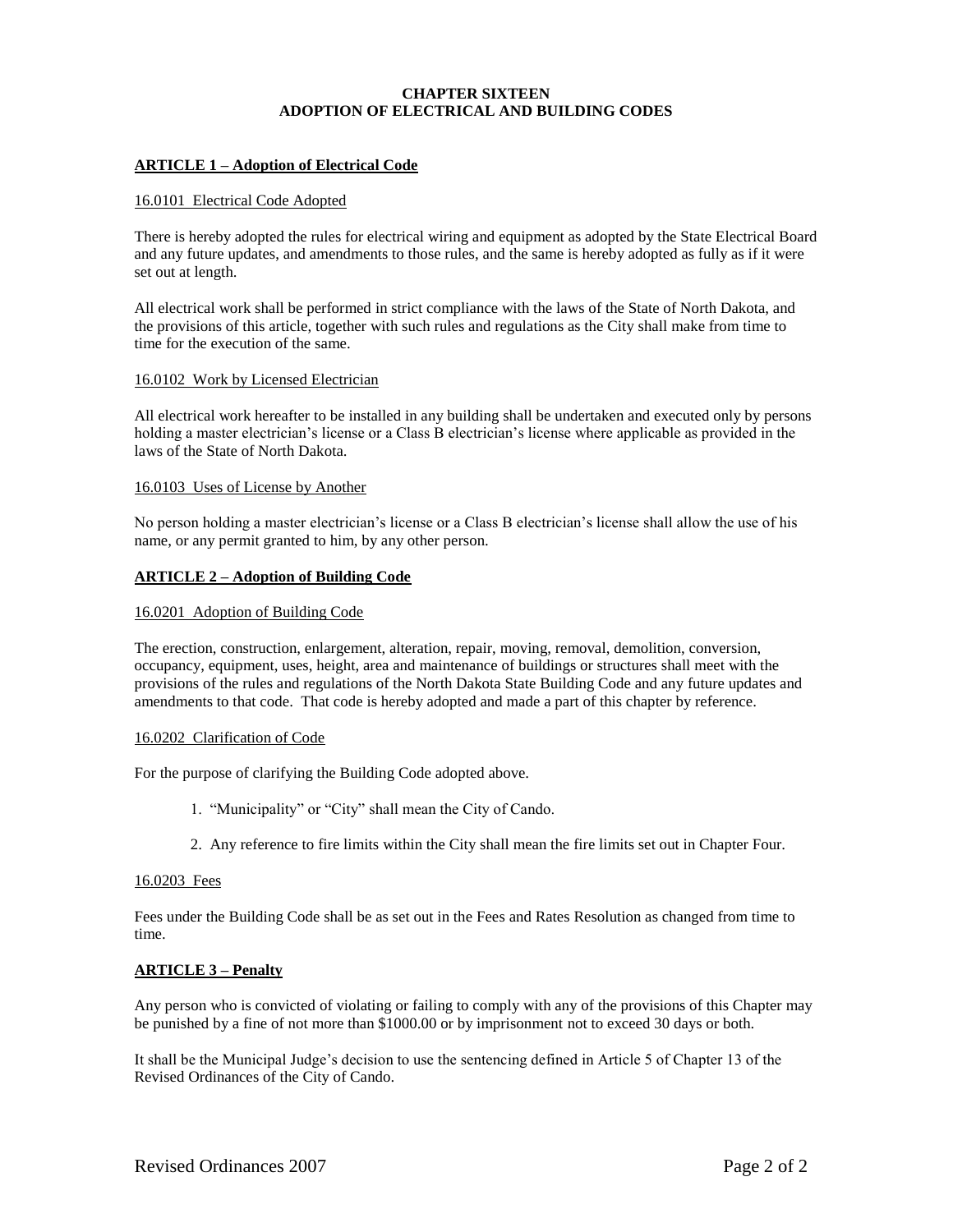# CHAPTER SIXTEEN
# ADOPTION OF ELECTRICAL AND BUILDING CODES

## ARTICLE 1 – Adoption of Electrical Code

### 16.0101 Electrical Code Adopted

There is hereby adopted the rules for electrical wiring and equipment as adopted by the State Electrical Board and any future updates, and amendments to those rules, and the same is hereby adopted as fully as if it were set out at length.

All electrical work shall be performed in strict compliance with the laws of the State of North Dakota, and the provisions of this article, together with such rules and regulations as the City shall make from time to time for the execution of the same.

### 16.0102 Work by Licensed Electrician

All electrical work hereafter to be installed in any building shall be undertaken and executed only by persons holding a master electrician's license or a Class B electrician's license where applicable as provided in the laws of the State of North Dakota.

### 16.0103 Uses of License by Another

No person holding a master electrician's license or a Class B electrician's license shall allow the use of his name, or any permit granted to him, by any other person.

## ARTICLE 2 – Adoption of Building Code

### 16.0201 Adoption of Building Code

The erection, construction, enlargement, alteration, repair, moving, removal, demolition, conversion, occupancy, equipment, uses, height, area and maintenance of buildings or structures shall meet with the provisions of the rules and regulations of the North Dakota State Building Code and any future updates and amendments to that code. That code is hereby adopted and made a part of this chapter by reference.

### 16.0202 Clarification of Code

For the purpose of clarifying the Building Code adopted above.

1. "Municipality" or "City" shall mean the City of Cando.
2. Any reference to fire limits within the City shall mean the fire limits set out in Chapter Four.

### 16.0203 Fees

Fees under the Building Code shall be as set out in the Fees and Rates Resolution as changed from time to time.

## ARTICLE 3 – Penalty

Any person who is convicted of violating or failing to comply with any of the provisions of this Chapter may be punished by a fine of not more than $1000.00 or by imprisonment not to exceed 30 days or both.

It shall be the Municipal Judge's decision to use the sentencing defined in Article 5 of Chapter 13 of the Revised Ordinances of the City of Cando.